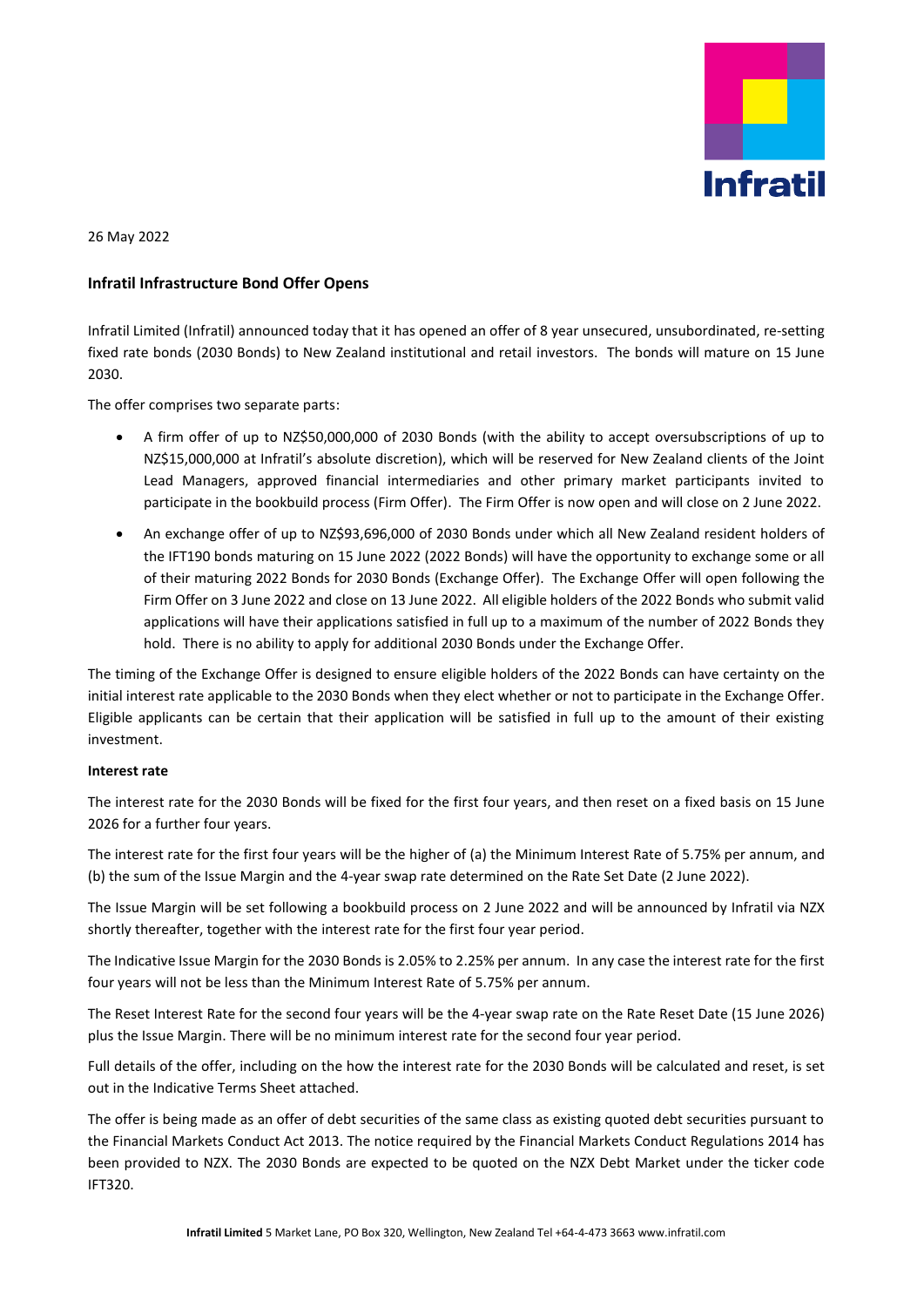26 May 2022

**Infratil Infrastructure Bond Offer Opens**

Infratil Limited (Infratil) announced today that it has opened an offer of 8 year unsecured, unsubordinated, re-setting fixed rate bonds (2030 Bonds) to New Zealand institutional and retail investors. The bonds will mature on 15 June 2030.

The offer comprises two separate parts:

- A firm offer of up to NZ$50,000,000 of 2030 Bonds (with the ability to accept oversubscriptions of up to NZ$15,000,000 at Infratil's absolute discretion), which will be reserved for New Zealand clients of the Joint Lead Managers, approved financial intermediaries and other primary market participants invited to participate in the bookbuild process (Firm Offer). The Firm Offer is now open and will close on 2 June 2022.
- An exchange offer of up to NZ$93,696,000 of 2030 Bonds under which all New Zealand resident holders of the IFT190 bonds maturing on 15 June 2022 (2022 Bonds) will have the opportunity to exchange some or all of their maturing 2022 Bonds for 2030 Bonds (Exchange Offer). The Exchange Offer will open following the Firm Offer on 3 June 2022 and close on 13 June 2022. All eligible holders of the 2022 Bonds who submit valid applications will have their applications satisfied in full up to a maximum of the number of 2022 Bonds they hold. There is no ability to apply for additional 2030 Bonds under the Exchange Offer.

The timing of the Exchange Offer is designed to ensure eligible holders of the 2022 Bonds can have certainty on the initial interest rate applicable to the 2030 Bonds when they elect whether or not to participate in the Exchange Offer. Eligible applicants can be certain that their application will be satisfied in full up to the amount of their existing investment.

**Interest rate**

The interest rate for the 2030 Bonds will be fixed for the first four years, and then reset on a fixed basis on 15 June 2026 for a further four years.

The interest rate for the first four years will be the higher of (a) the Minimum Interest Rate of 5.75% per annum, and (b) the sum of the Issue Margin and the 4-year swap rate determined on the Rate Set Date (2 June 2022).

The Issue Margin will be set following a bookbuild process on 2 June 2022 and will be announced by Infratil via NZX shortly thereafter, together with the interest rate for the first four year period.

The Indicative Issue Margin for the 2030 Bonds is 2.05% to 2.25% per annum. In any case the interest rate for the first four years will not be less than the Minimum Interest Rate of 5.75% per annum.

The Reset Interest Rate for the second four years will be the 4-year swap rate on the Rate Reset Date (15 June 2026) plus the Issue Margin. There will be no minimum interest rate for the second four year period.

Full details of the offer, including on the how the interest rate for the 2030 Bonds will be calculated and reset, is set out in the Indicative Terms Sheet attached.

The offer is being made as an offer of debt securities of the same class as existing quoted debt securities pursuant to the Financial Markets Conduct Act 2013. The notice required by the Financial Markets Conduct Regulations 2014 has been provided to NZX. The 2030 Bonds are expected to be quoted on the NZX Debt Market under the ticker code IFT320.

**Infratil Limited** 5 Market Lane, PO Box 320, Wellington, New Zealand Tel +64-4-473 3663 www.infratil.com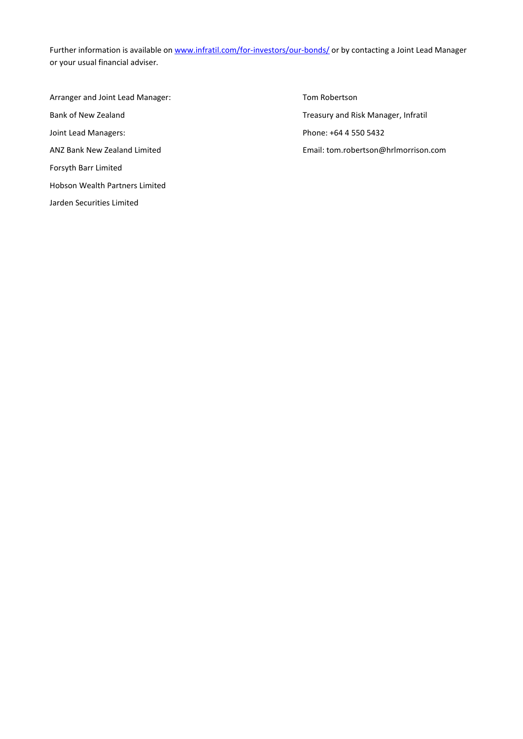Further information is available on [www.infratil.com/for-investors/our-bonds/](http://www.infratil.com/for-investors/our-bonds/) or by contacting a Joint Lead Manager or your usual financial adviser.

Arranger and Joint Lead Manager:

Bank of New Zealand

Joint Lead Managers:

ANZ Bank New Zealand Limited

Forsyth Barr Limited

Hobson Wealth Partners Limited

Jarden Securities Limited

Tom Robertson

Treasury and Risk Manager, Infratil

Phone: +64 4 550 5432

Email: tom.robertson@hrlmorrison.com